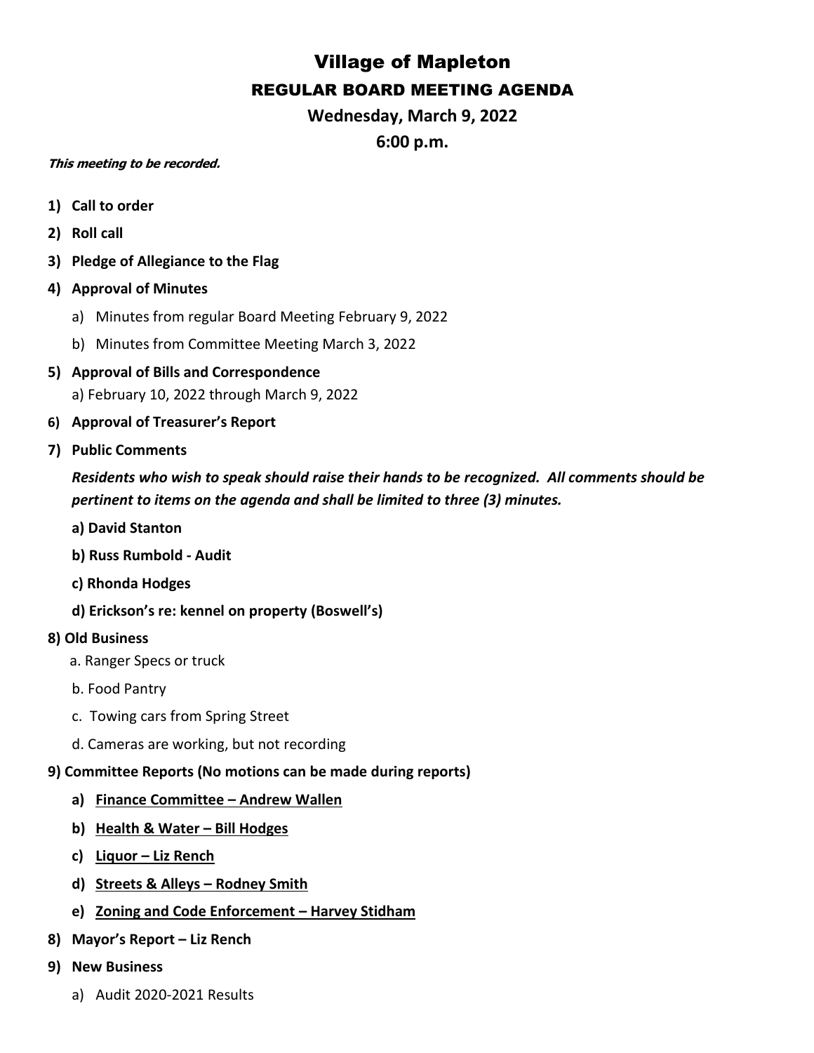# Village of Mapleton

## REGULAR BOARD MEETING AGENDA

**Wednesday, March 9, 2022**

**6:00 p.m.**

***This meeting to be recorded.***

1) **Call to order**
2) **Roll call**
3) **Pledge of Allegiance to the Flag**
4) **Approval of Minutes**
   a) Minutes from regular Board Meeting February 9, 2022
   b) Minutes from Committee Meeting March 3, 2022
5) **Approval of Bills and Correspondence**
   a) February 10, 2022 through March 9, 2022
6) **Approval of Treasurer's Report**
7) **Public Comments**

   ***Residents who wish to speak should raise their hands to be recognized. All comments should be pertinent to items on the agenda and shall be limited to three (3) minutes.***

   **a) David Stanton**

   **b) Russ Rumbold - Audit**

   **c) Rhonda Hodges**

   **d) Erickson's re: kennel on property (Boswell's)**

**8) Old Business**

   a. Ranger Specs or truck

   b. Food Pantry

   c. Towing cars from Spring Street

   d. Cameras are working, but not recording

**9) Committee Reports (No motions can be made during reports)**

   a) **Finance Committee – Andrew Wallen**
   b) **Health & Water – Bill Hodges**
   c) **Liquor – Liz Rench**
   d) **Streets & Alleys – Rodney Smith**
   e) **Zoning and Code Enforcement – Harvey Stidham**

8) **Mayor's Report – Liz Rench**
9) **New Business**
   a) Audit 2020-2021 Results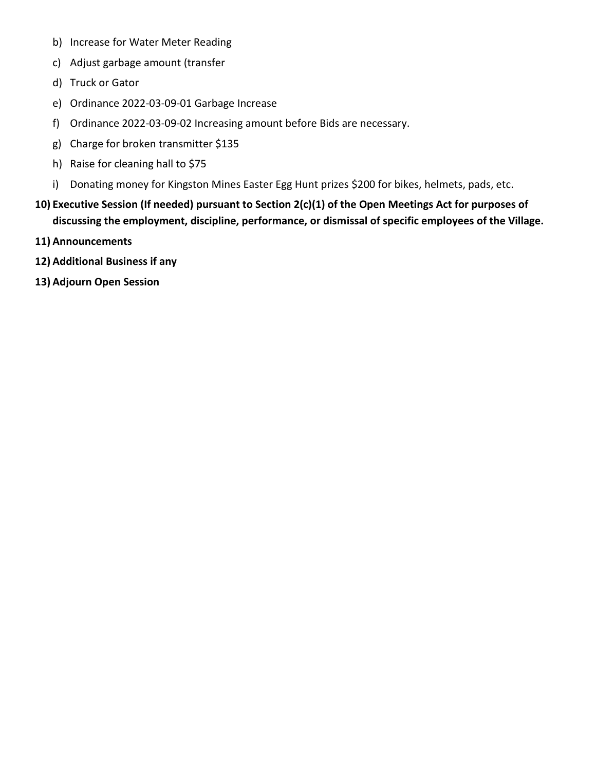b) Increase for Water Meter Reading

c) Adjust garbage amount (transfer

d) Truck or Gator

e) Ordinance 2022-03-09-01 Garbage Increase

f) Ordinance 2022-03-09-02 Increasing amount before Bids are necessary.

g) Charge for broken transmitter $135

h) Raise for cleaning hall to $75

i) Donating money for Kingston Mines Easter Egg Hunt prizes $200 for bikes, helmets, pads, etc.

**10) Executive Session (If needed) pursuant to Section 2(c)(1) of the Open Meetings Act for purposes of discussing the employment, discipline, performance, or dismissal of specific employees of the Village.**

**11) Announcements**

**12) Additional Business if any**

**13) Adjourn Open Session**